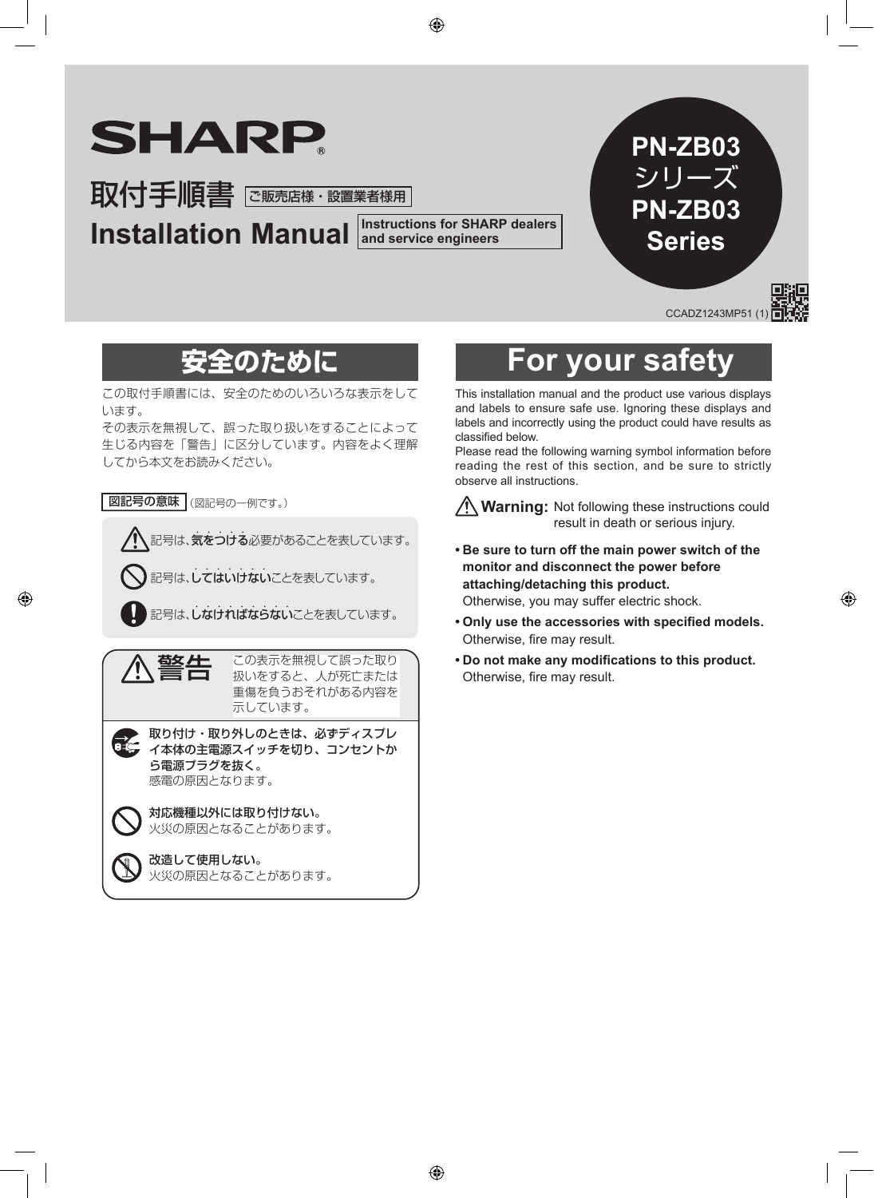SHARP

# 取付手順書 ご販売店様・設置業者様用

# Installation Manual Instructions for SHARP dealers and service engineers

**PN-ZB03 シリーズ**
**PN-ZB03 Series**

CCADZ1243MP51 (1)

## 安全のために

この取付手順書には、安全のためのいろいろな表示をしています。
その表示を無視して、誤った取り扱いをすることによって生じる内容を「警告」に区分しています。内容をよく理解してから本文をお読みください。

**図記号の意味**（図記号の一例です。）

- ⚠ 記号は、**気をつける**必要があることを表しています。
- 🛇 記号は、**してはいけない**ことを表しています。
- ❗ 記号は、**しなければならない**ことを表しています。

**⚠ 警告** この表示を無視して誤った取り扱いをすると、人が死亡または重傷を負うおそれがある内容を示しています。

- **取り付け・取り外しのときは、必ずディスプレイ本体の主電源スイッチを切り、コンセントから電源プラグを抜く。**
  感電の原因となります。
- **対応機種以外には取り付けない。**
  火災の原因となることがあります。
- **改造して使用しない。**
  火災の原因となることがあります。

## For your safety

This installation manual and the product use various displays and labels to ensure safe use. Ignoring these displays and labels and incorrectly using the product could have results as classified below.
Please read the following warning symbol information before reading the rest of this section, and be sure to strictly observe all instructions.

**⚠ Warning:** Not following these instructions could result in death or serious injury.

- **Be sure to turn off the main power switch of the monitor and disconnect the power before attaching/detaching this product.**
  Otherwise, you may suffer electric shock.
- **Only use the accessories with specified models.**
  Otherwise, fire may result.
- **Do not make any modifications to this product.**
  Otherwise, fire may result.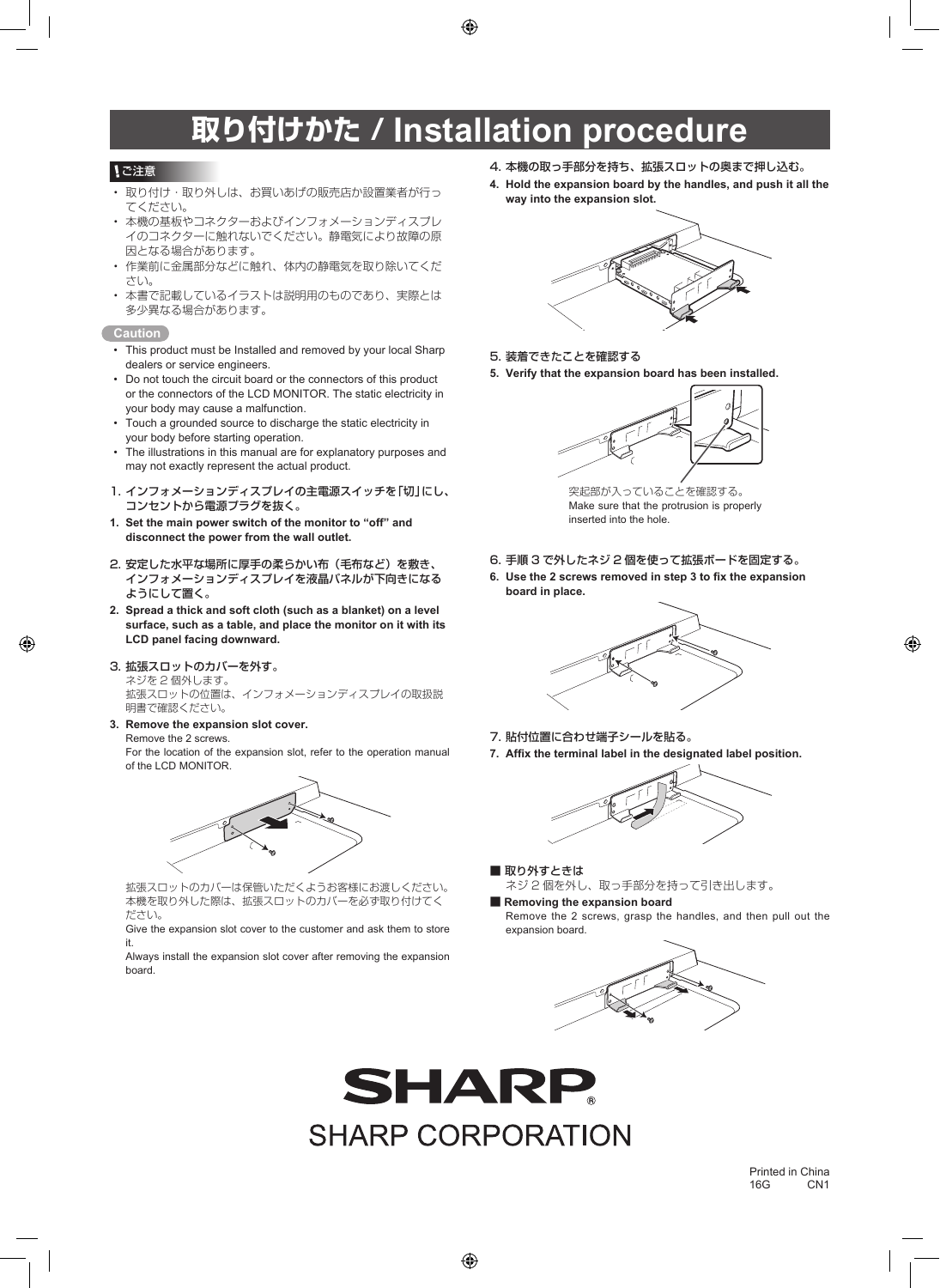# 取り付けかた / Installation procedure

**!ご注意**

- 取り付け・取り外しは、お買いあげの販売店か設置業者が行ってください。
- 本機の基板やコネクターおよびインフォメーションディスプレイのコネクターに触れないでください。静電気により故障の原因となる場合があります。
- 作業前に金属部分などに触れ、体内の静電気を取り除いてください。
- 本書で記載しているイラストは説明用のものであり、実際とは多少異なる場合があります。

**Caution**

- This product must be Installed and removed by your local Sharp dealers or service engineers.
- Do not touch the circuit board or the connectors of this product or the connectors of the LCD MONITOR. The static electricity in your body may cause a malfunction.
- Touch a grounded source to discharge the static electricity in your body before starting operation.
- The illustrations in this manual are for explanatory purposes and may not exactly represent the actual product.

1. インフォメーションディスプレイの主電源スイッチを「切」にし、コンセントから電源プラグを抜く。

**1. Set the main power switch of the monitor to “off” and disconnect the power from the wall outlet.**

2. 安定した水平な場所に厚手の柔らかい布（毛布など）を敷き、インフォメーションディスプレイを液晶パネルが下向きになるようにして置く。

**2. Spread a thick and soft cloth (such as a blanket) on a level surface, such as a table, and place the monitor on it with its LCD panel facing downward.**

3. 拡張スロットのカバーを外す。
ネジを２個外します。
拡張スロットの位置は、インフォメーションディスプレイの取扱説明書で確認ください。

**3. Remove the expansion slot cover.**
Remove the 2 screws.
For the location of the expansion slot, refer to the operation manual of the LCD MONITOR.

拡張スロットのカバーは保管いただくようお客様にお渡しください。本機を取り外した際は、拡張スロットのカバーを必ず取り付けてください。
Give the expansion slot cover to the customer and ask them to store it.
Always install the expansion slot cover after removing the expansion board.

4. 本機の取っ手部分を持ち、拡張スロットの奥まで押し込む。

**4. Hold the expansion board by the handles, and push it all the way into the expansion slot.**

5. 装着できたことを確認する

**5. Verify that the expansion board has been installed.**

突起部が入っていることを確認する。
Make sure that the protrusion is properly inserted into the hole.

6. 手順３で外したネジ２個を使って拡張ボードを固定する。

**6. Use the 2 screws removed in step 3 to fix the expansion board in place.**

7. 貼付位置に合わせ端子シールを貼る。

**7. Affix the terminal label in the designated label position.**

**■ 取り外すときは**
ネジ２個を外し、取っ手部分を持って引き出します。

**■ Removing the expansion board**
Remove the 2 screws, grasp the handles, and then pull out the expansion board.

SHARP®
SHARP CORPORATION

Printed in China
16G CN1